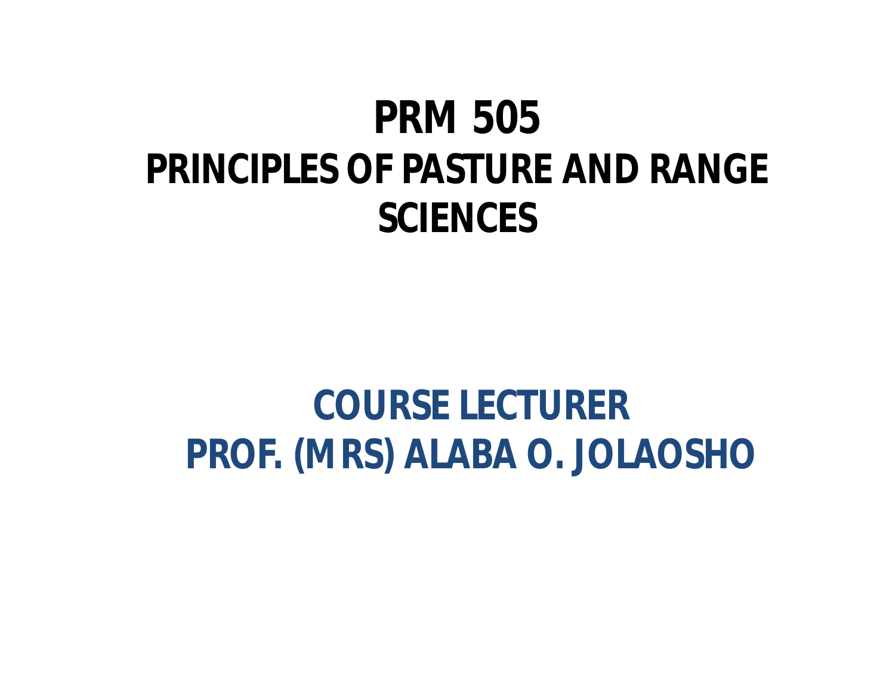# PRM 505
# PRINCIPLES OF PASTURE AND RANGE SCIENCES

## COURSE LECTURER
## PROF. (MRS) ALABA O. JOLAOSHO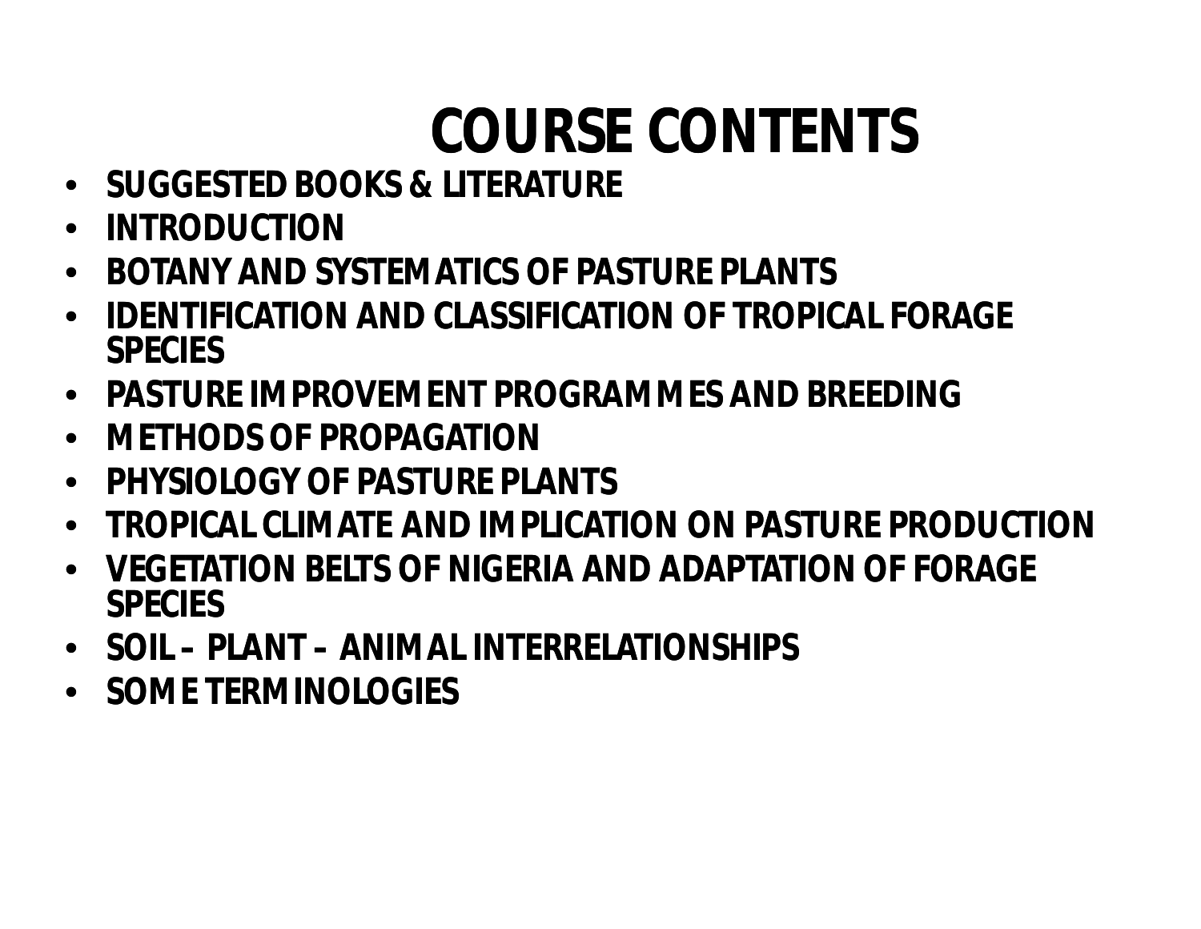# COURSE CONTENTS

- SUGGESTED BOOKS & LITERATURE
- INTRODUCTION
- BOTANY AND SYSTEMATICS OF PASTURE PLANTS
- IDENTIFICATION AND CLASSIFICATION OF TROPICAL FORAGE SPECIES
- PASTURE IMPROVEMENT PROGRAMMES AND BREEDING
- METHODS OF PROPAGATION
- PHYSIOLOGY OF PASTURE PLANTS
- TROPICAL CLIMATE AND IMPLICATION ON PASTURE PRODUCTION
- VEGETATION BELTS OF NIGERIA AND ADAPTATION OF FORAGE SPECIES
- SOIL – PLANT – ANIMAL INTERRELATIONSHIPS
- SOME TERMINOLOGIES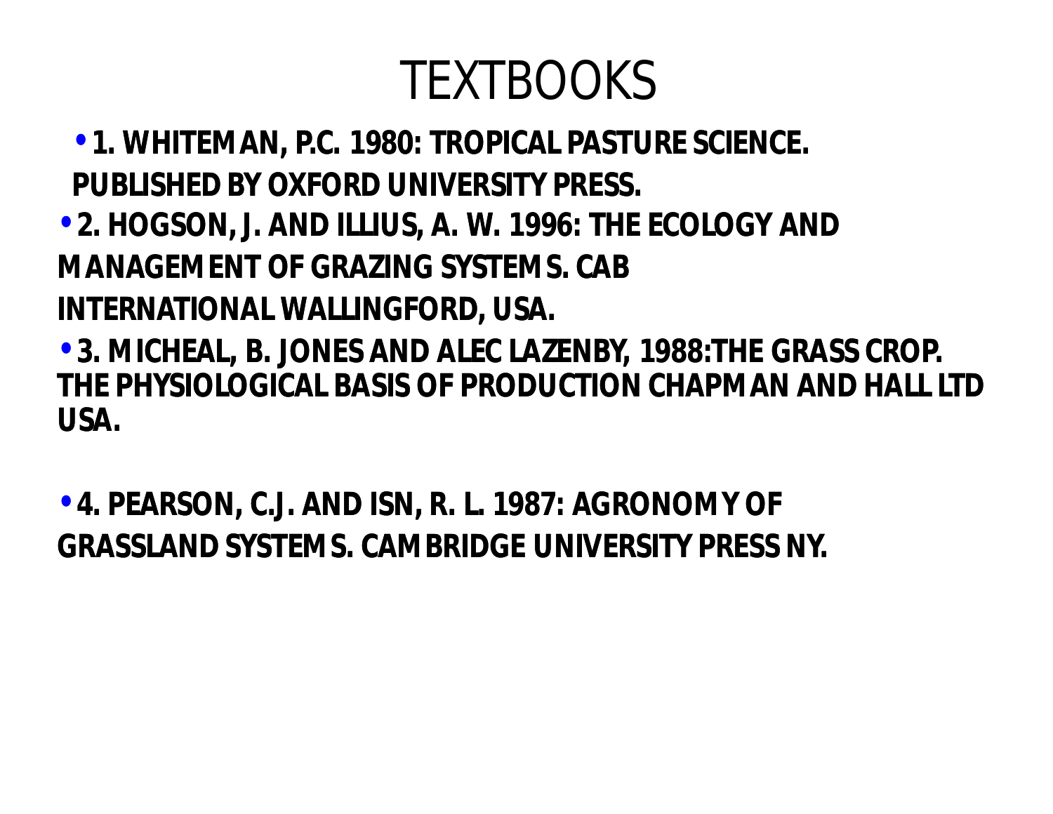# TEXTBOOKS

- **1. WHITEMAN, P.C. 1980: TROPICAL PASTURE SCIENCE. PUBLISHED BY OXFORD UNIVERSITY PRESS.**
- **2. HOGSON, J. AND ILLIUS, A. W. 1996: THE ECOLOGY AND MANAGEMENT OF GRAZING SYSTEMS. CAB INTERNATIONAL WALLINGFORD, USA.**
- **3. MICHEAL, B. JONES AND ALEC LAZENBY, 1988:THE GRASS CROP. THE PHYSIOLOGICAL BASIS OF PRODUCTION CHAPMAN AND HALL LTD USA.**
- **4. PEARSON, C.J. AND ISN, R. L. 1987: AGRONOMY OF GRASSLAND SYSTEMS. CAMBRIDGE UNIVERSITY PRESS NY.**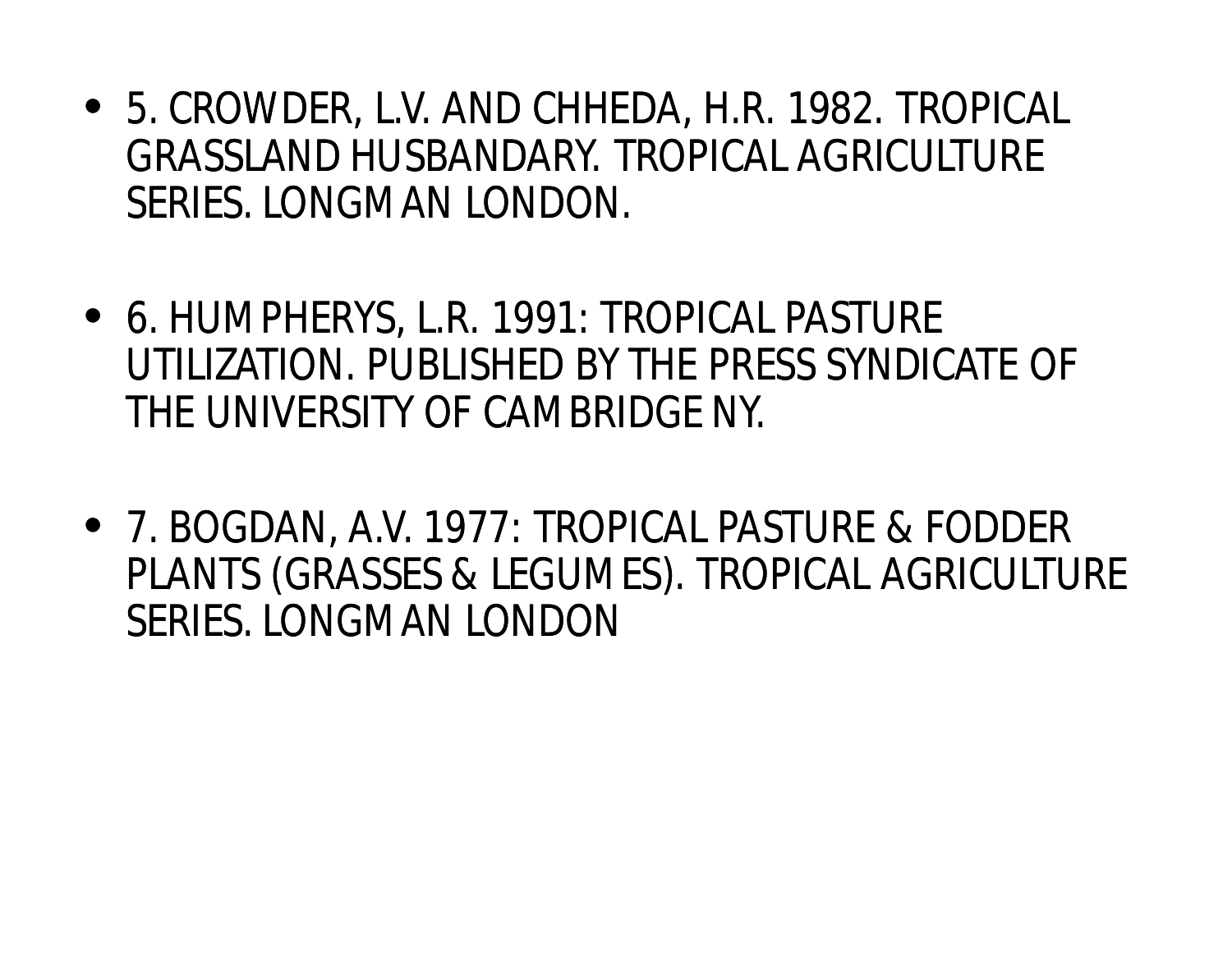- 5. CROWDER, L.V. AND CHHEDA, H.R. 1982. TROPICAL GRASSLAND HUSBANDARY. TROPICAL AGRICULTURE SERIES. LONGMAN LONDON.

- 6. HUMPHERYS, L.R. 1991: TROPICAL PASTURE UTILIZATION. PUBLISHED BY THE PRESS SYNDICATE OF THE UNIVERSITY OF CAMBRIDGE NY.

- 7. BOGDAN, A.V. 1977: TROPICAL PASTURE & FODDER PLANTS (GRASSES & LEGUMES). TROPICAL AGRICULTURE SERIES. LONGMAN LONDON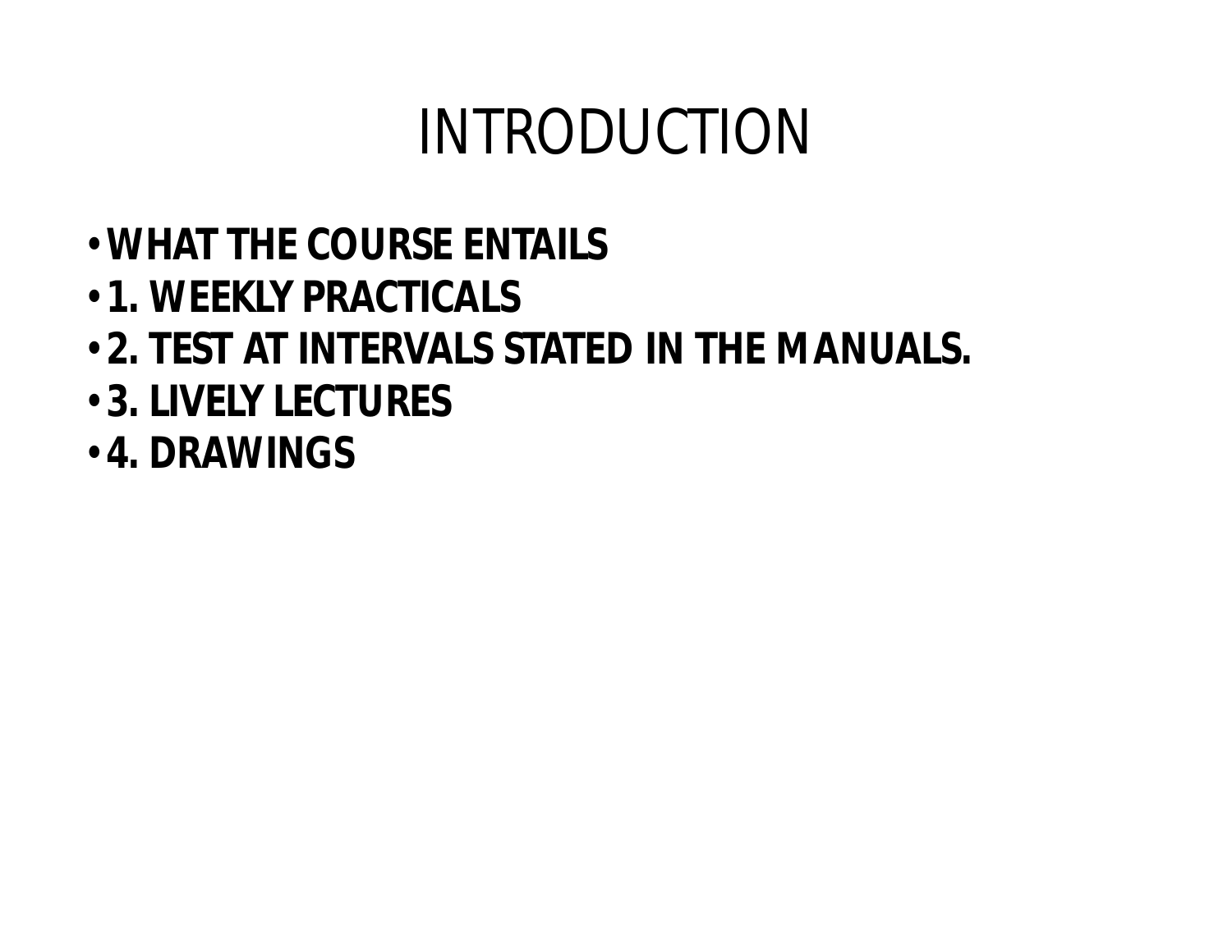# INTRODUCTION

- **WHAT THE COURSE ENTAILS**
- **1. WEEKLY PRACTICALS**
- **2. TEST AT INTERVALS STATED IN THE MANUALS.**
- **3. LIVELY LECTURES**
- **4. DRAWINGS**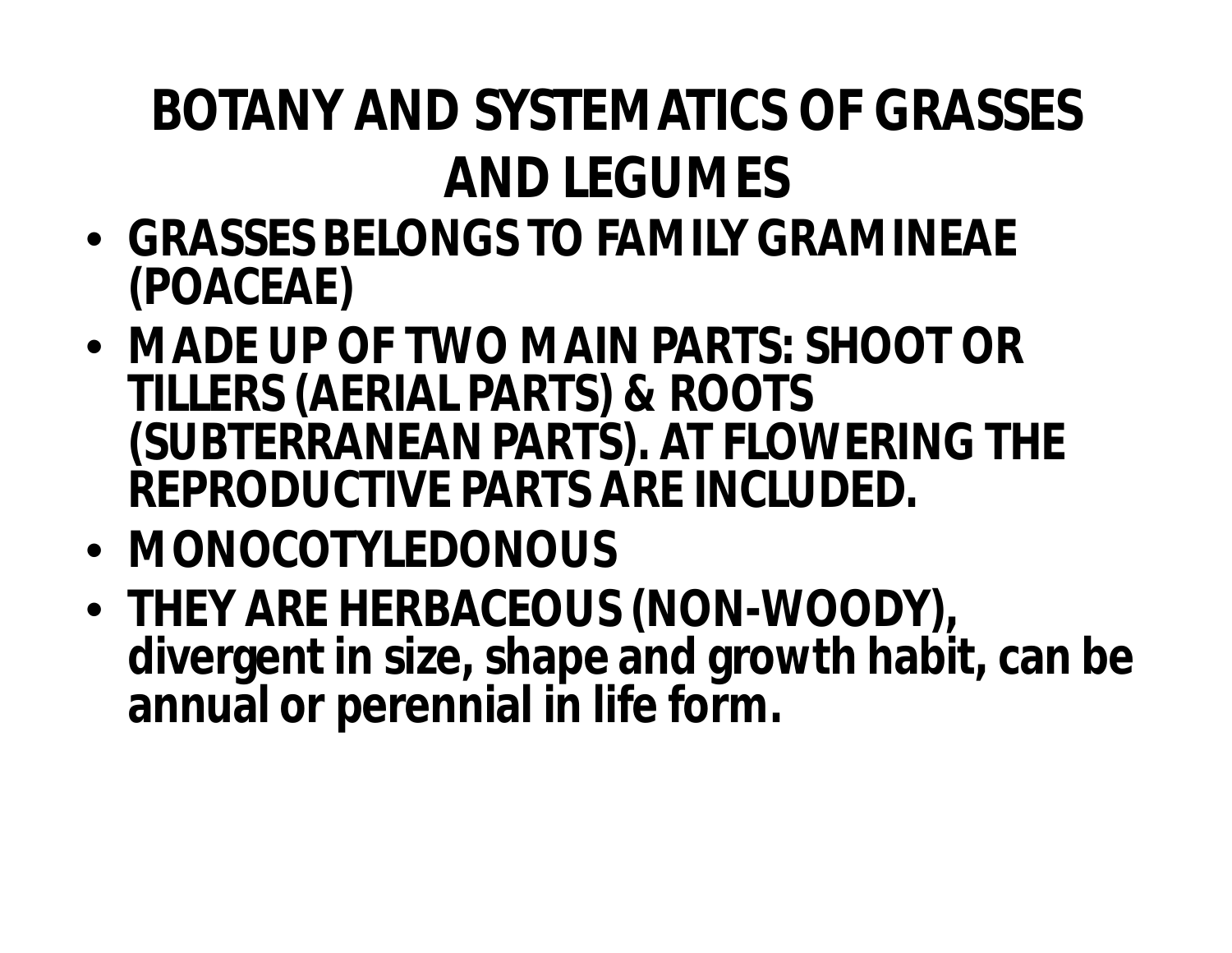# BOTANY AND SYSTEMATICS OF GRASSES AND LEGUMES

- **GRASSES BELONGS TO FAMILY GRAMINEAE (POACEAE)**
- **MADE UP OF TWO MAIN PARTS: SHOOT OR TILLERS (AERIAL PARTS) & ROOTS (SUBTERRANEAN PARTS). AT FLOWERING THE REPRODUCTIVE PARTS ARE INCLUDED.**
- **MONOCOTYLEDONOUS**
- **THEY ARE HERBACEOUS (NON-WOODY), divergent in size, shape and growth habit, can be annual or perennial in life form.**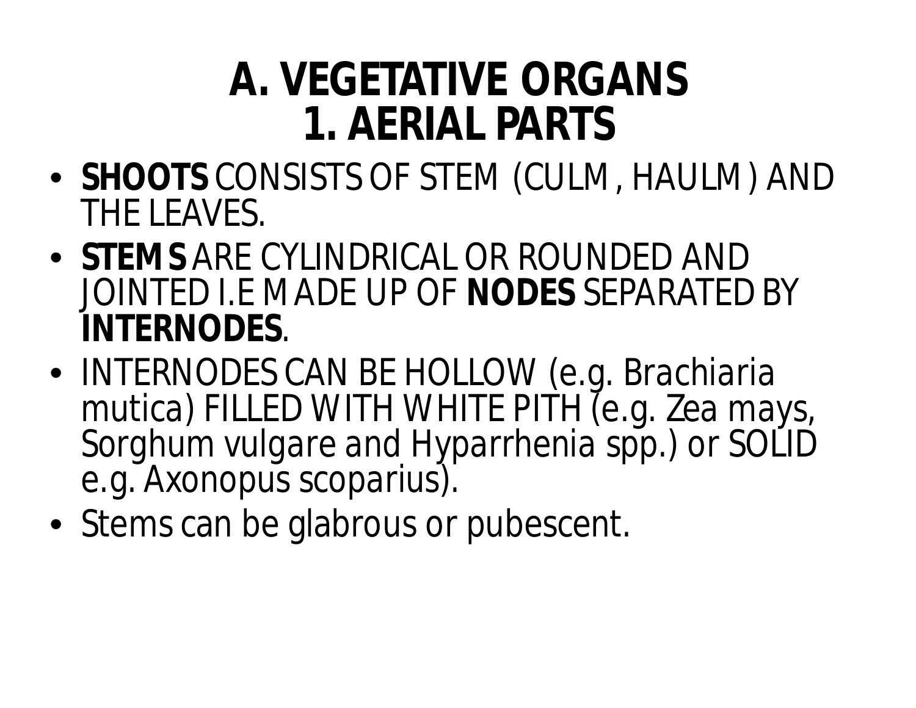# A. VEGETATIVE ORGANS
# 1. AERIAL PARTS

- **SHOOTS** CONSISTS OF STEM (CULM, HAULM) AND THE LEAVES.
- **STEMS** ARE CYLINDRICAL OR ROUNDED AND JOINTED I.E MADE UP OF **NODES** SEPARATED BY **INTERNODES**.
- INTERNODES CAN BE HOLLOW (e.g. Brachiaria mutica) FILLED WITH WHITE PITH (e.g. Zea mays, Sorghum vulgare and Hyparrhenia spp.) or SOLID e.g. Axonopus scoparius).
- Stems can be glabrous or pubescent.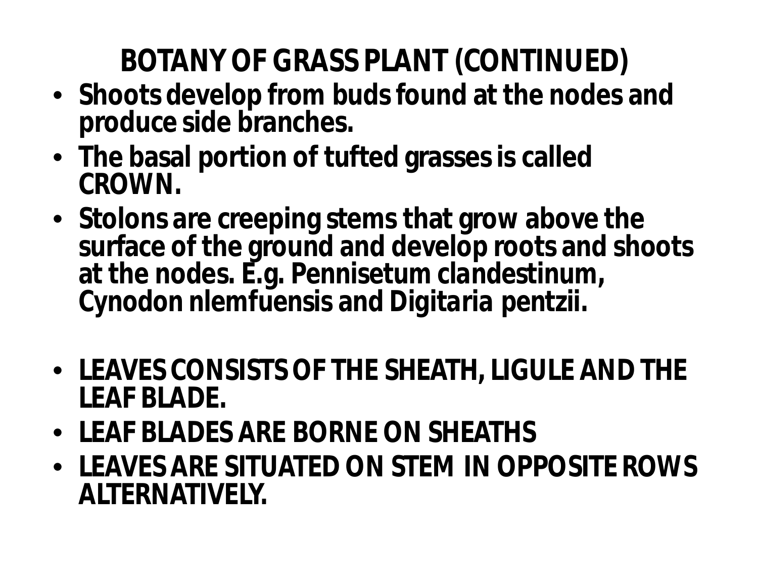# BOTANY OF GRASS PLANT (CONTINUED)

- **Shoots develop from buds found at the nodes and produce side branches.**
- **The basal portion of tufted grasses is called CROWN.**
- **Stolons are creeping stems that grow above the surface of the ground and develop roots and shoots at the nodes. E.g. Pennisetum clandestinum, Cynodon nlemfuensis and Digitaria pentzii.**

- **LEAVES CONSISTS OF THE SHEATH, LIGULE AND THE LEAF BLADE.**
- **LEAF BLADES ARE BORNE ON SHEATHS**
- **LEAVES ARE SITUATED ON STEM IN OPPOSITE ROWS ALTERNATIVELY.**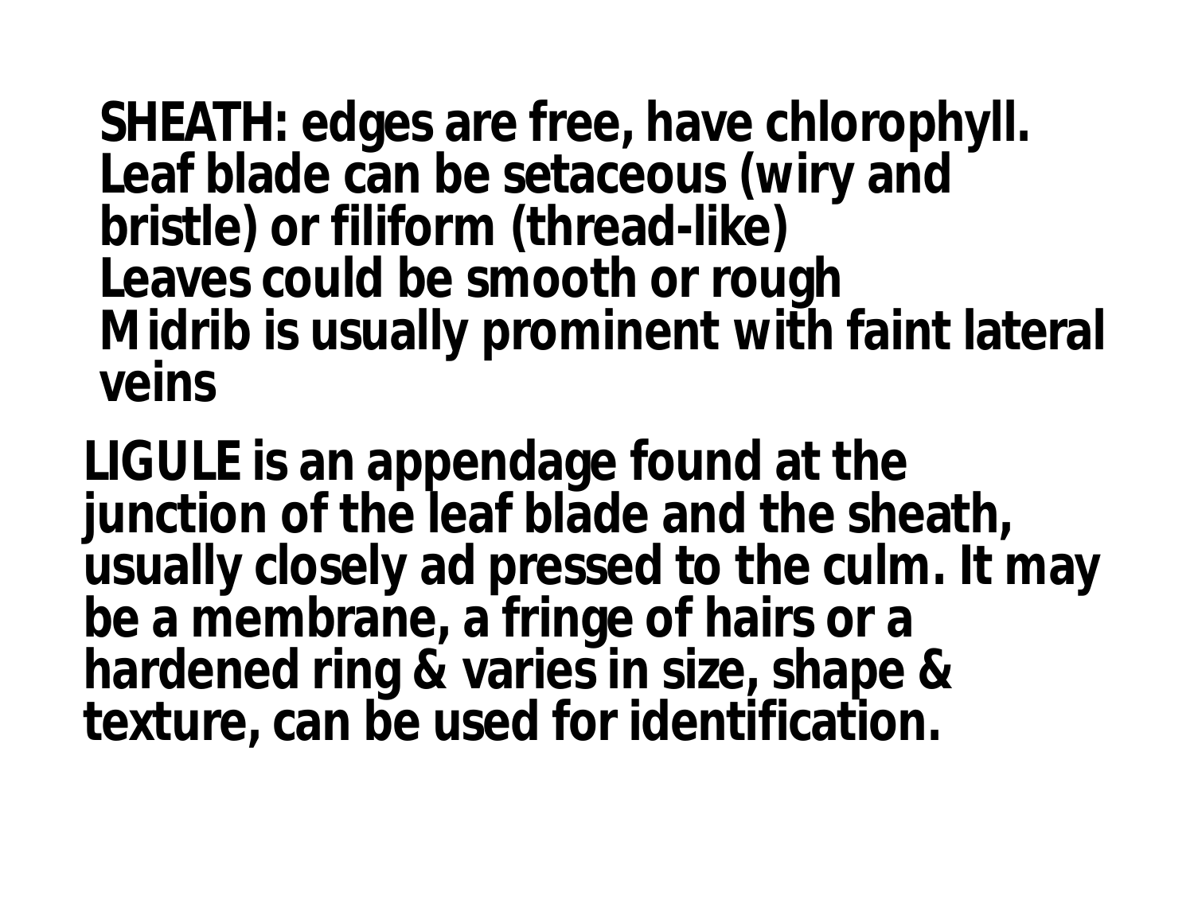**SHEATH: edges are free, have chlorophyll.**
**Leaf blade can be setaceous (wiry and bristle) or filiform (thread-like)**
**Leaves could be smooth or rough**
**Midrib is usually prominent with faint lateral veins**

**LIGULE is an appendage found at the junction of the leaf blade and the sheath, usually closely ad pressed to the culm. It may be a membrane, a fringe of hairs or a hardened ring & varies in size, shape & texture, can be used for identification.**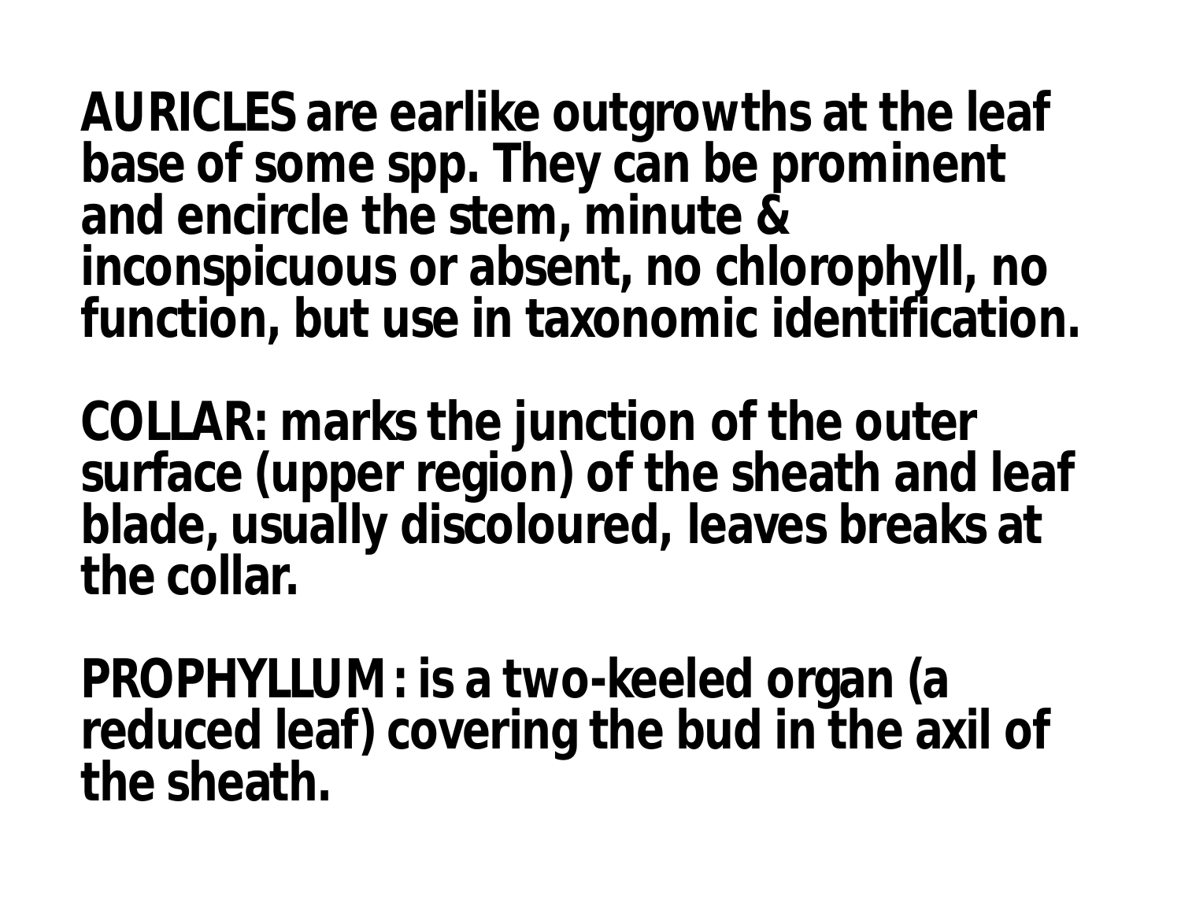**AURICLES are earlike outgrowths at the leaf base of some spp. They can be prominent and encircle the stem, minute & inconspicuous or absent, no chlorophyll, no function, but use in taxonomic identification.**

**COLLAR: marks the junction of the outer surface (upper region) of the sheath and leaf blade, usually discoloured, leaves breaks at the collar.**

**PROPHYLLUM: is a two-keeled organ (a reduced leaf) covering the bud in the axil of the sheath.**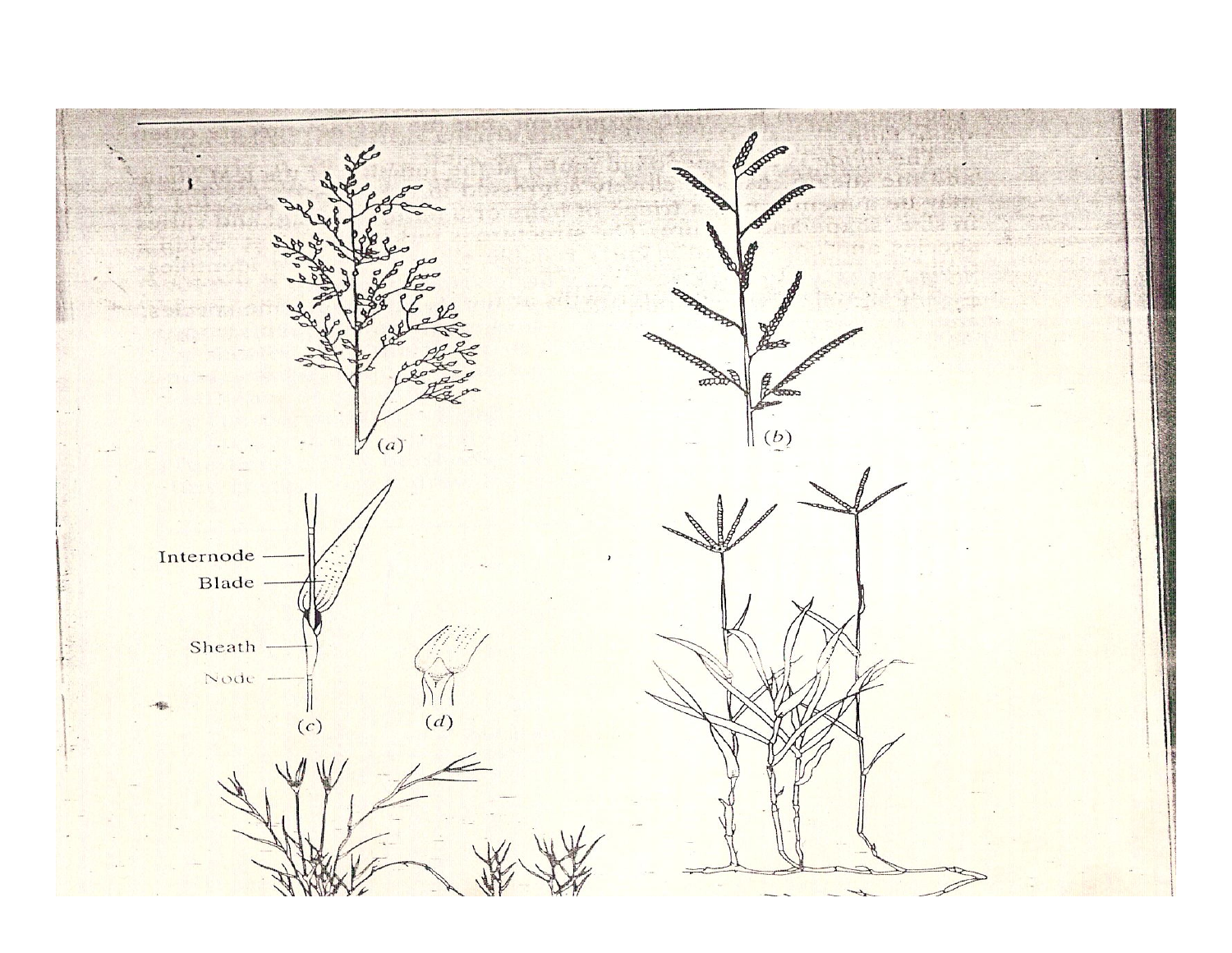(a)

(b)

Internode

Blade

Sheath

Node

(c)

(d)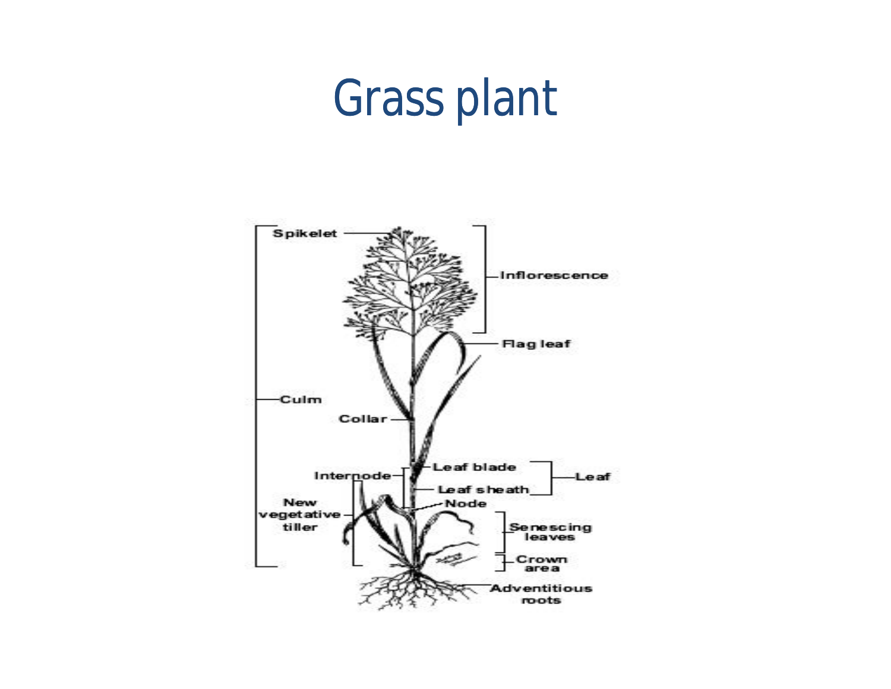# Grass plant

Spikelet

Inflorescence

Flag leaf

Culm

Collar

Internode

Leaf blade

Leaf sheath

Leaf

Node

New vegetative tiller

Senescing leaves

Crown area

Adventitious roots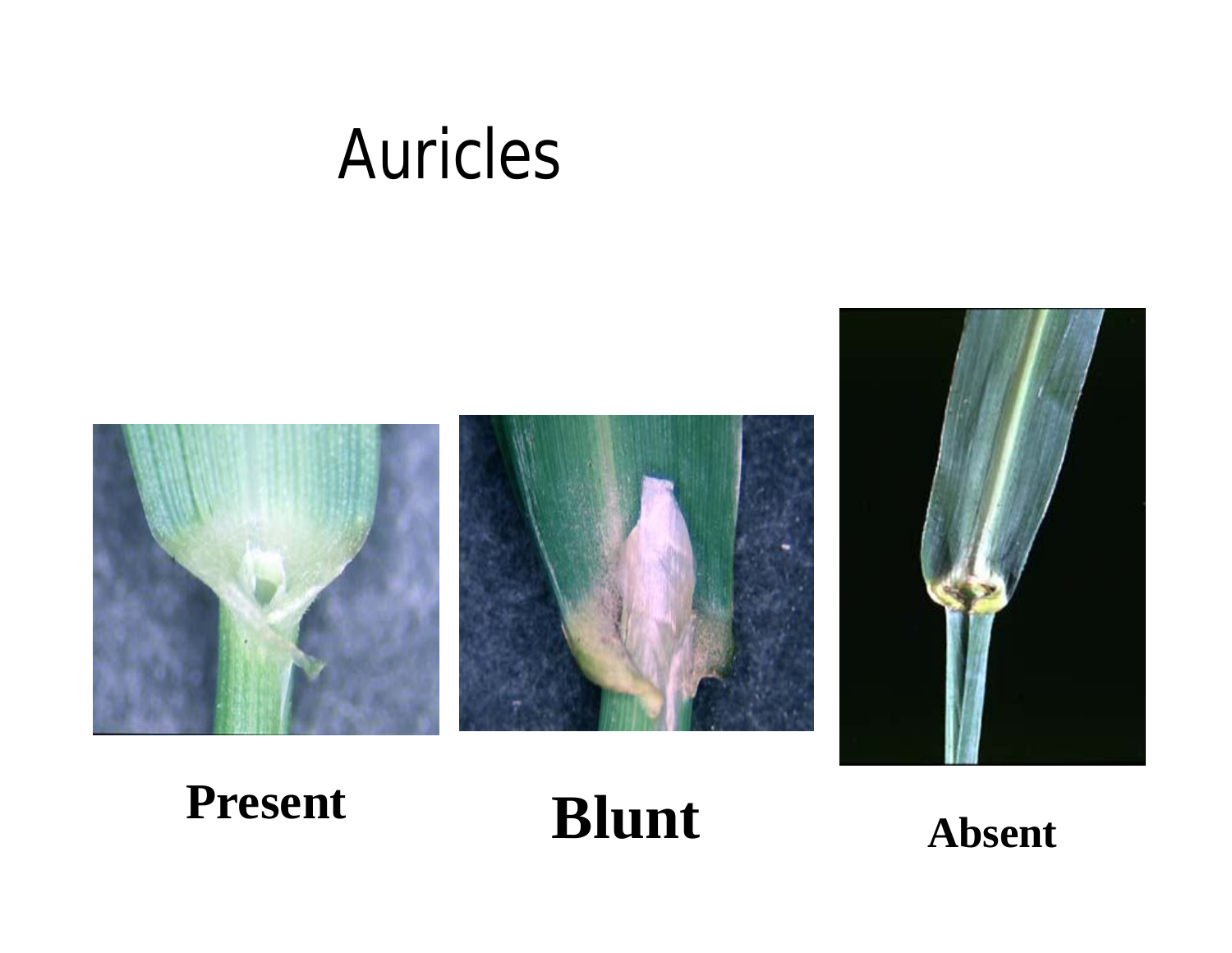# Auricles

**Present**

**Blunt**

**Absent**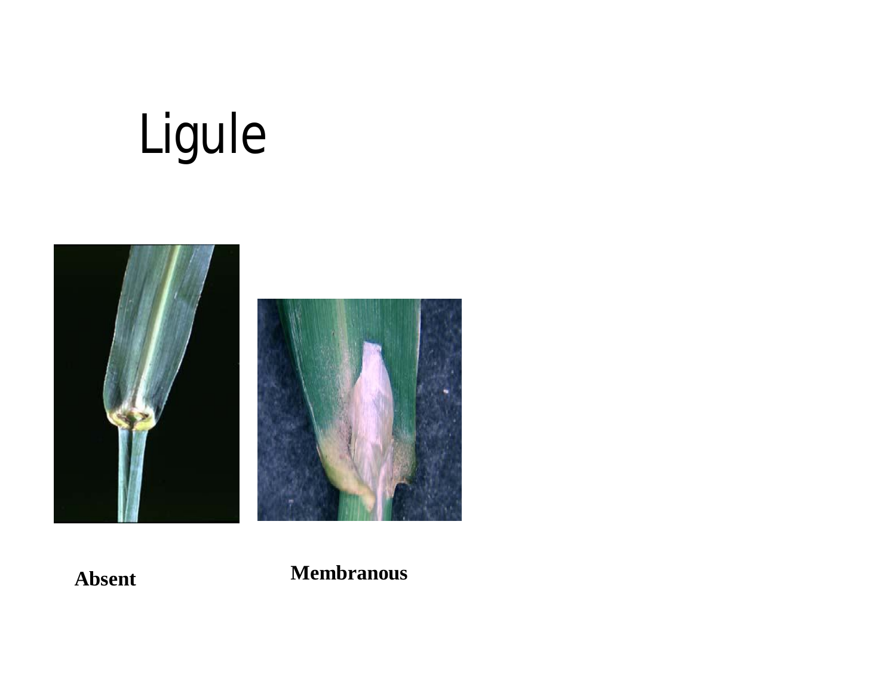# Ligule

**Absent**

**Membranous**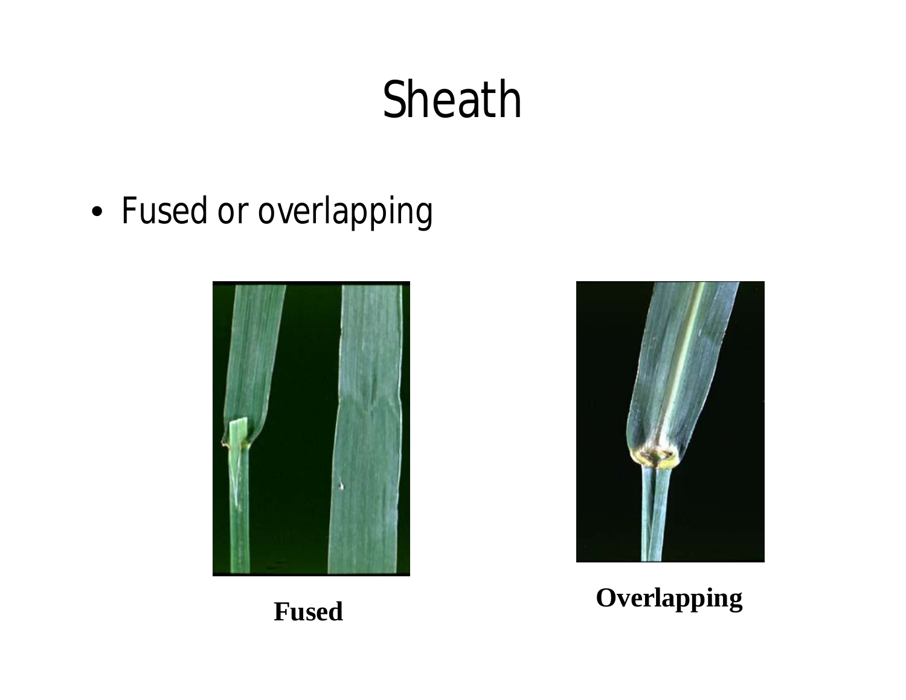# Sheath

- Fused or overlapping

**Fused**

**Overlapping**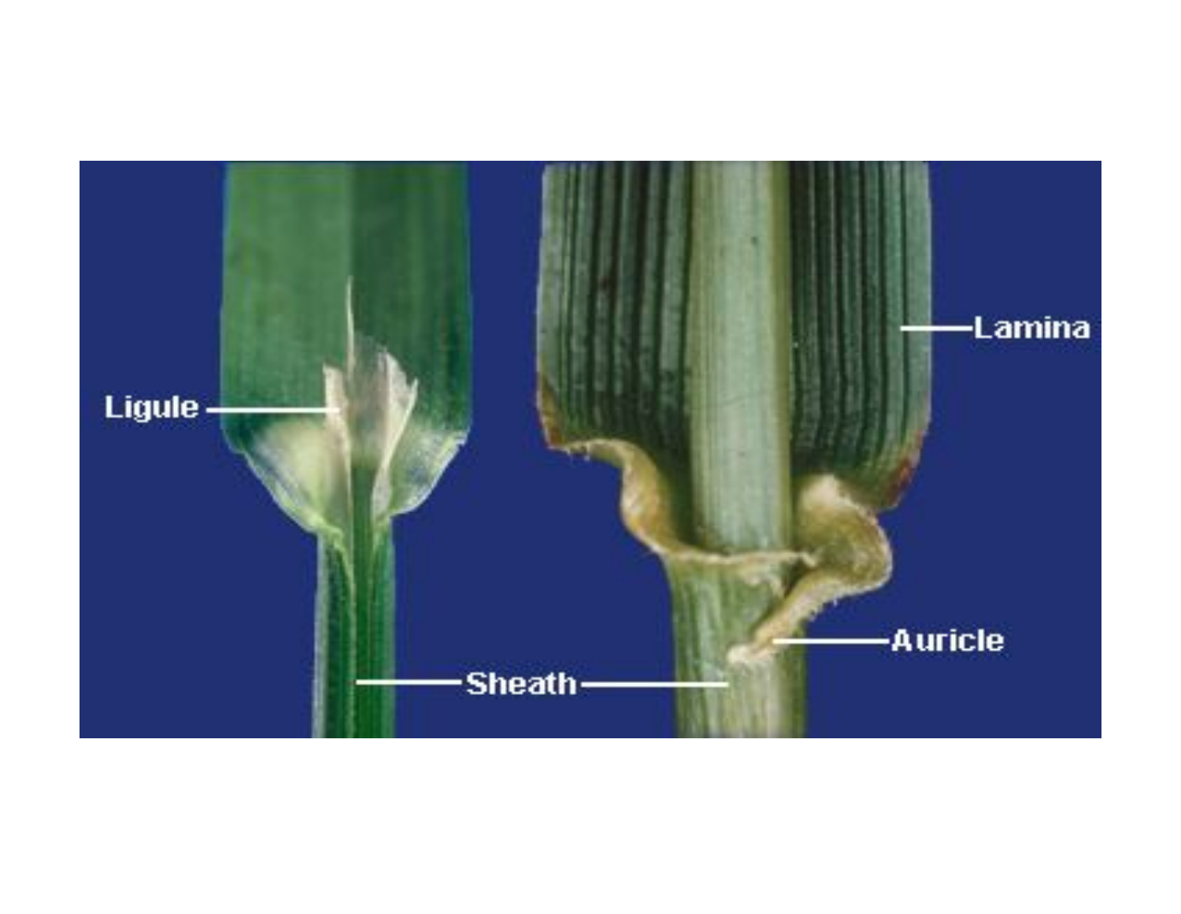Ligule

Lamina

Sheath

Auricle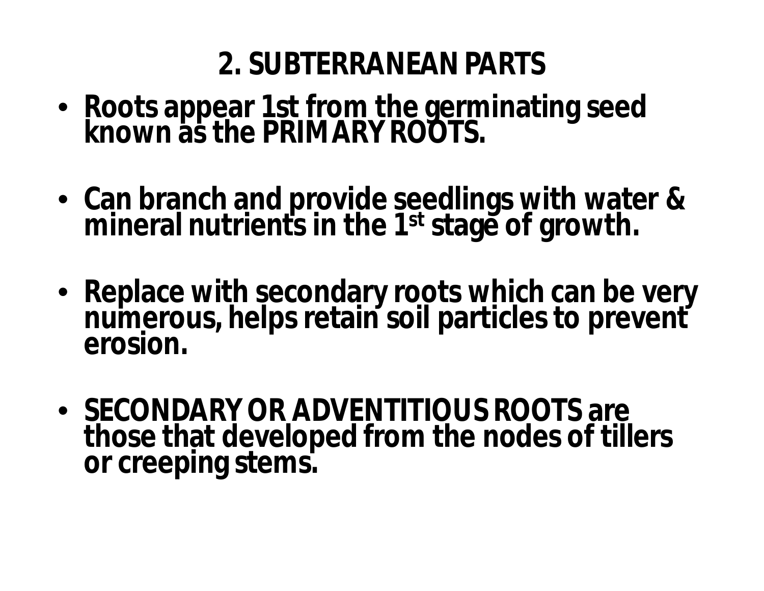## 2. SUBTERRANEAN PARTS

- **Roots appear 1st from the germinating seed known as the PRIMARY ROOTS.**
- **Can branch and provide seedlings with water & mineral nutrients in the 1st stage of growth.**
- **Replace with secondary roots which can be very numerous, helps retain soil particles to prevent erosion.**
- **SECONDARY OR ADVENTITIOUS ROOTS are those that developed from the nodes of tillers or creeping stems.**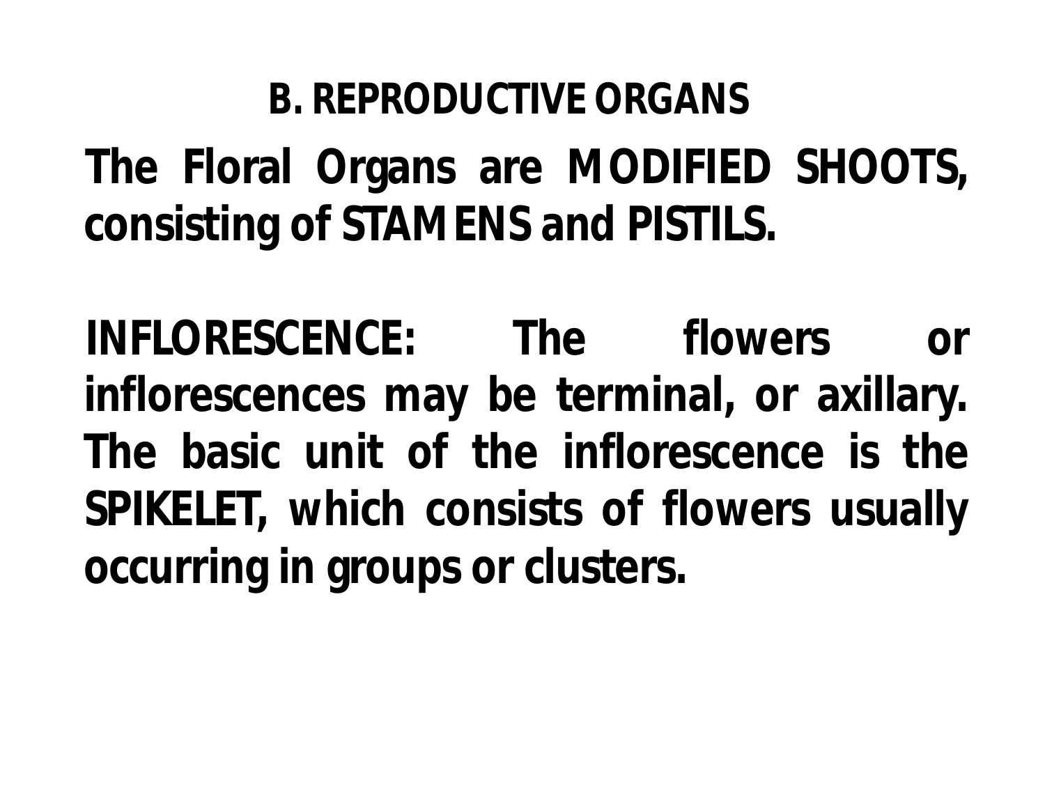## B. REPRODUCTIVE ORGANS

**The Floral Organs are MODIFIED SHOOTS, consisting of STAMENS and PISTILS.**

**INFLORESCENCE: The flowers or inflorescences may be terminal, or axillary. The basic unit of the inflorescence is the SPIKELET, which consists of flowers usually occurring in groups or clusters.**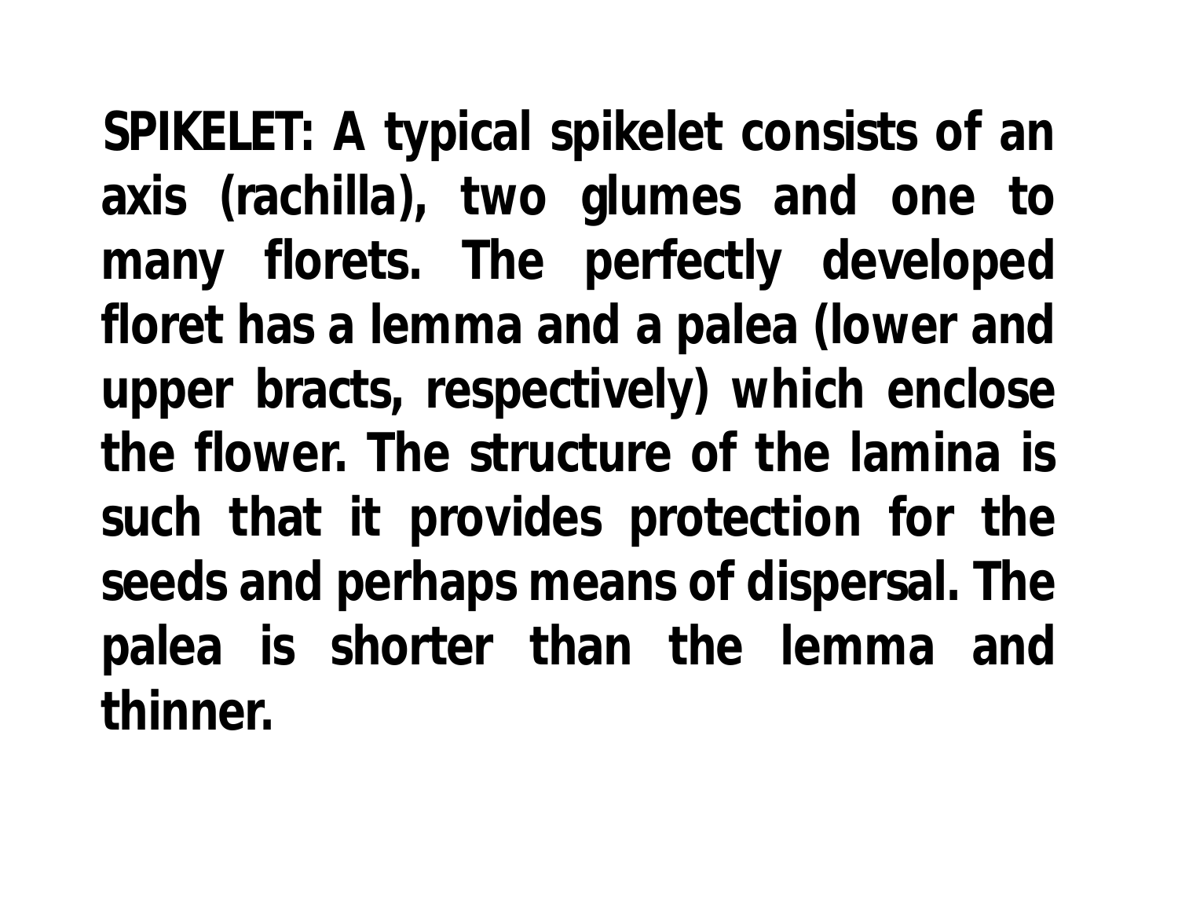**SPIKELET: A typical spikelet consists of an axis (rachilla), two glumes and one to many florets. The perfectly developed floret has a lemma and a palea (lower and upper bracts, respectively) which enclose the flower. The structure of the lamina is such that it provides protection for the seeds and perhaps means of dispersal. The palea is shorter than the lemma and thinner.**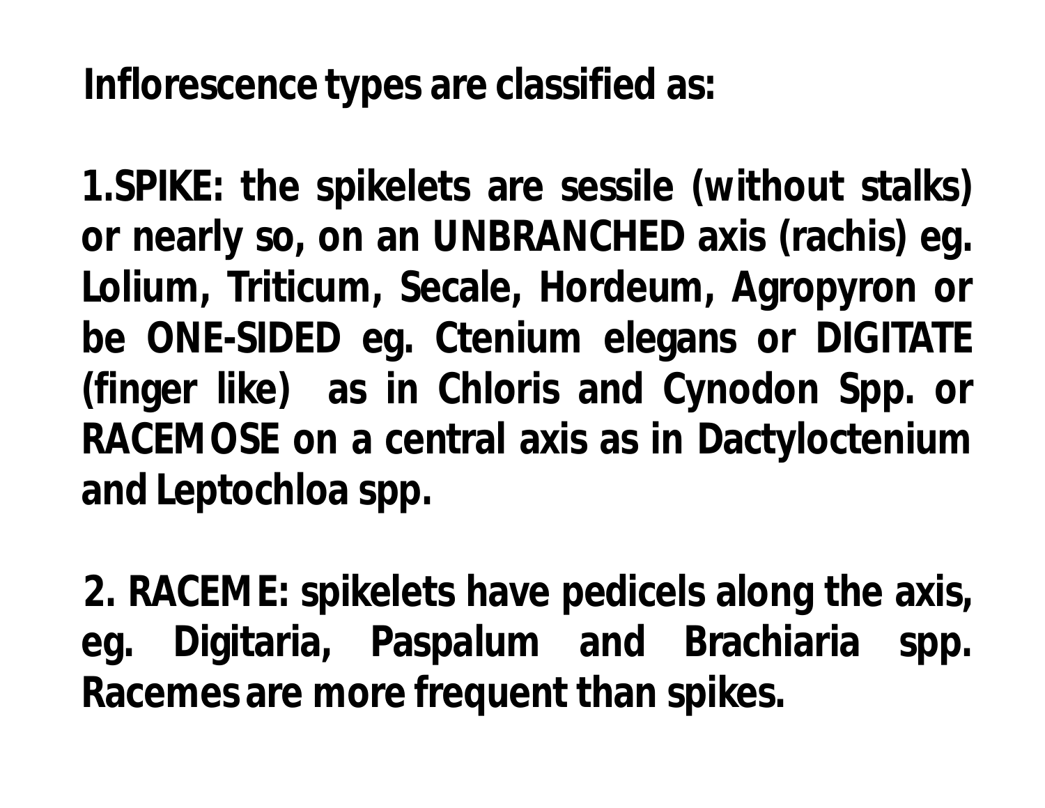**Inflorescence types are classified as:**

**1.SPIKE: the spikelets are sessile (without stalks) or nearly so, on an UNBRANCHED axis (rachis) eg. Lolium, Triticum, Secale, Hordeum, Agropyron or be ONE-SIDED eg. Ctenium elegans or DIGITATE (finger like) as in Chloris and Cynodon Spp. or RACEMOSE on a central axis as in Dactyloctenium and Leptochloa spp.**

**2. RACEME: spikelets have pedicels along the axis, eg. Digitaria, Paspalum and Brachiaria spp. Racemes are more frequent than spikes.**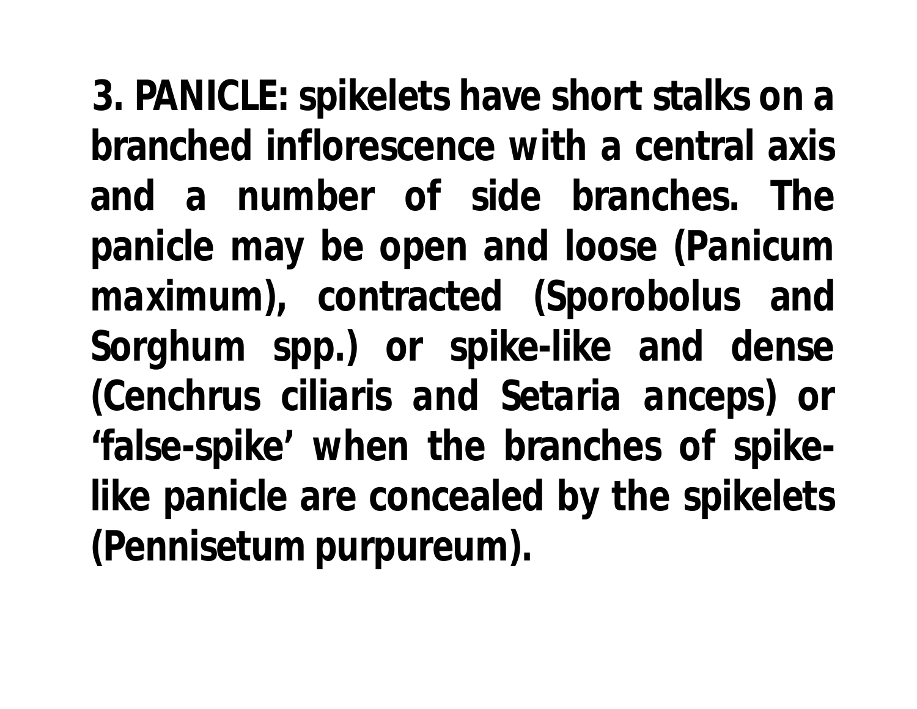**3. PANICLE: spikelets have short stalks on a branched inflorescence with a central axis and a number of side branches. The panicle may be open and loose (Panicum maximum), contracted (Sporobolus and Sorghum spp.) or spike-like and dense (Cenchrus ciliaris and Setaria anceps) or 'false-spike' when the branches of spike-like panicle are concealed by the spikelets (Pennisetum purpureum).**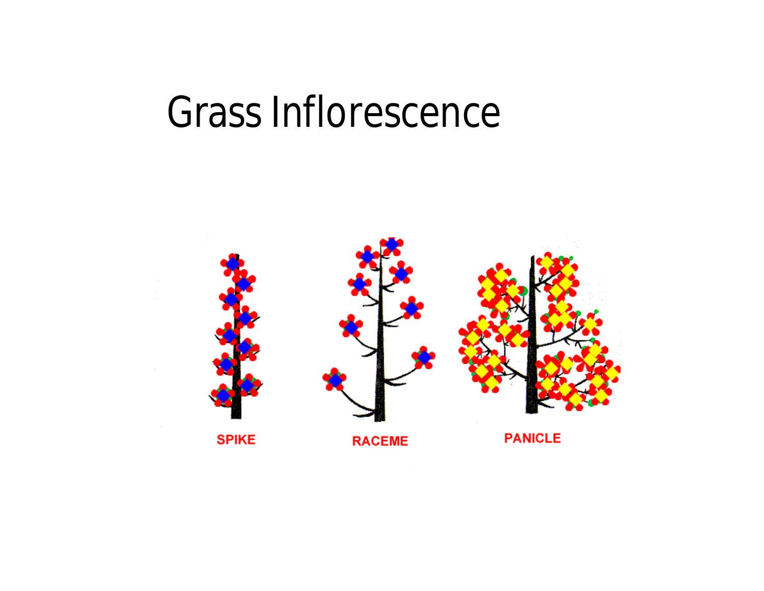# Grass Inflorescence

SPIKE

RACEME

PANICLE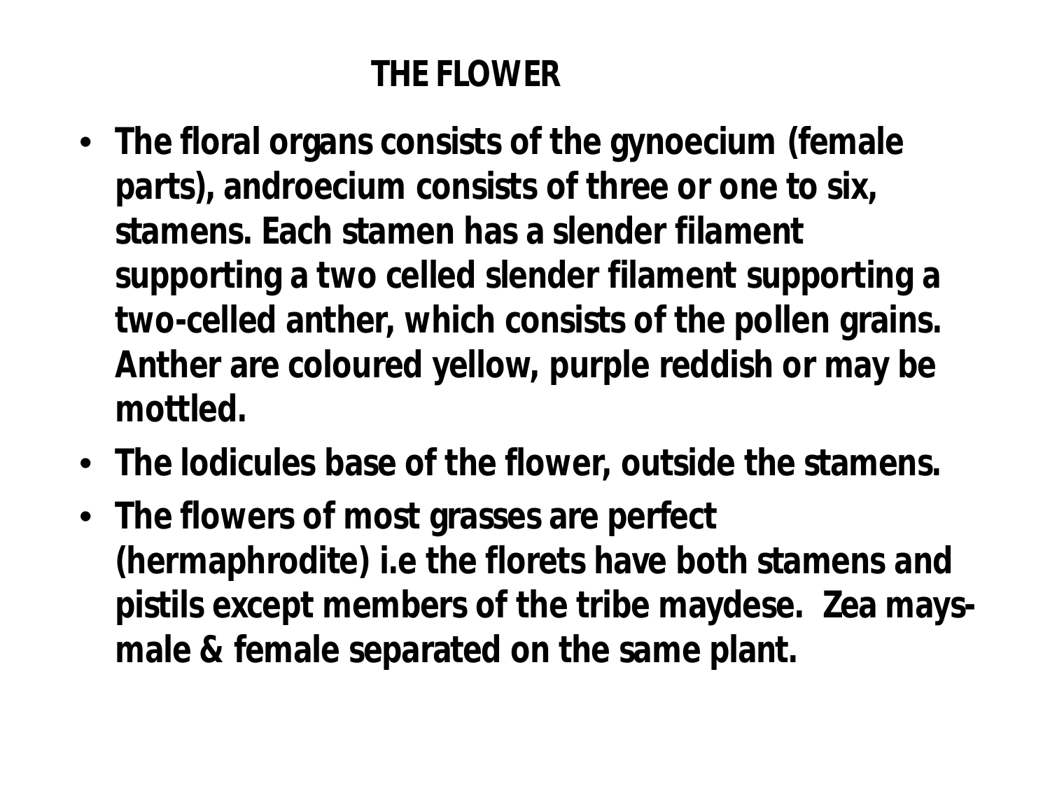# THE FLOWER

- **The floral organs consists of the gynoecium (female parts), androecium consists of three or one to six, stamens. Each stamen has a slender filament supporting a two celled slender filament supporting a two-celled anther, which consists of the pollen grains. Anther are coloured yellow, purple reddish or may be mottled.**
- **The lodicules base of the flower, outside the stamens.**
- **The flowers of most grasses are perfect (hermaphrodite) i.e the florets have both stamens and pistils except members of the tribe maydese. Zea mays- male & female separated on the same plant.**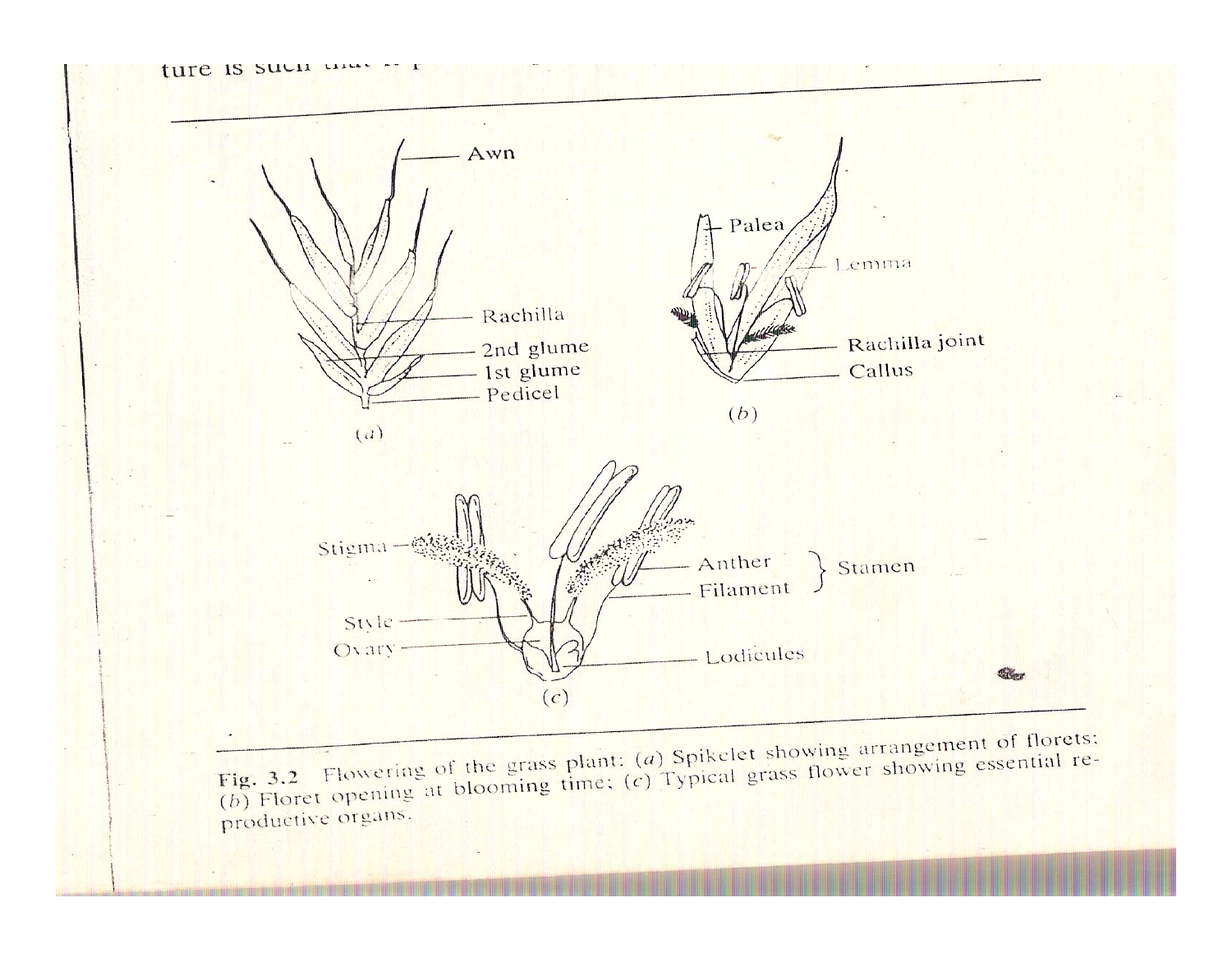ture is such that it p

Awn

Rachilla

2nd glume

1st glume

Pedicel

(a)

Palea

Lemma

Rachilla joint

Callus

(b)

Stigma

Anther

Filament

Stamen

Style

Ovary

Lodicules

(c)

**Fig. 3.2** Flowering of the grass plant: (*a*) Spikelet showing arrangement of florets; (*b*) Floret opening at blooming time; (*c*) Typical grass flower showing essential reproductive organs.